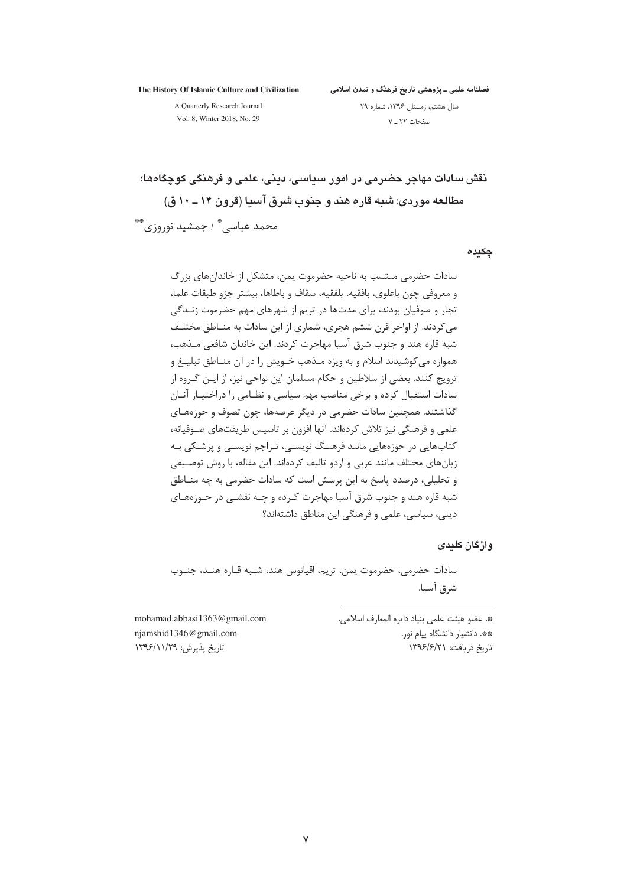# نقش سادات مهاجر حضرمی در امور سیاسی، دینی، علمی و فرهنگی کوچگاه‌ها؛ مطالعه موردی: شبه قاره هند و جنوب شرق آسیا (قرون ۱۴ ـ ۱۰ ق)

محمد عباسی* / جمشید نوروزی**

## چکیده

سادات حضرمی منتسب به ناحیه حضرموت یمن، متشکل از خاندان‌های بزرگ و معروفی چون باعلوی، بافقیه، بلفقیه، سقاف و باطاها، بیشتر جزو طبقات علما، تجار و صوفیان بودند، برای مدت‌ها در تریم از شهرهای مهم حضرموت زندگی می‌کردند. از اواخر قرن ششم هجری، شماری از این سادات به مناطق مختلف شبه قاره هند و جنوب شرق آسیا مهاجرت کردند. این خاندان شافعی مذهب، همواره می‌کوشیدند اسلام و به ویژه مذهب خویش را در آن مناطق تبلیغ و ترویج کنند. بعضی از سلاطین و حکام مسلمان این نواحی نیز، از این گروه از سادات استقبال کرده و برخی مناصب مهم سیاسی و نظامی را دراختیار آنان گذاشتند. همچنین سادات حضرمی در دیگر عرصه‌ها، چون تصوف و حوزه‌های علمی و فرهنگی نیز تلاش کرده‌اند. آنها افزون بر تاسیس طریقت‌های صوفیانه، کتاب‌هایی در حوزه‌هایی مانند فرهنگ نویسی، تراجم نویسی و پزشکی به زبان‌های مختلف مانند عربی و اردو تالیف کرده‌اند. این مقاله، با روش توصیفی و تحلیلی، درصدد پاسخ به این پرسش است که سادات حضرمی به چه مناطق شبه قاره هند و جنوب شرق آسیا مهاجرت کرده و چه نقشی در حوزه‌های دینی، سیاسی، علمی و فرهنگی این مناطق داشته‌اند؟

## واژگان کلیدی

سادات حضرمی، حضرموت یمن، تریم، اقیانوس هند، شبه قاره هند، جنوب شرق آسیا.

---

*. عضو هیئت علمی بنیاد دایره المعارف اسلامی. mohamad.abbasi1363@gmail.com

**. دانشیار دانشگاه پیام نور. njamshid1346@gmail.com

تاریخ دریافت: ۱۳۹۶/۶/۲۱ تاریخ پذیرش: ۱۳۹۶/۱۱/۲۹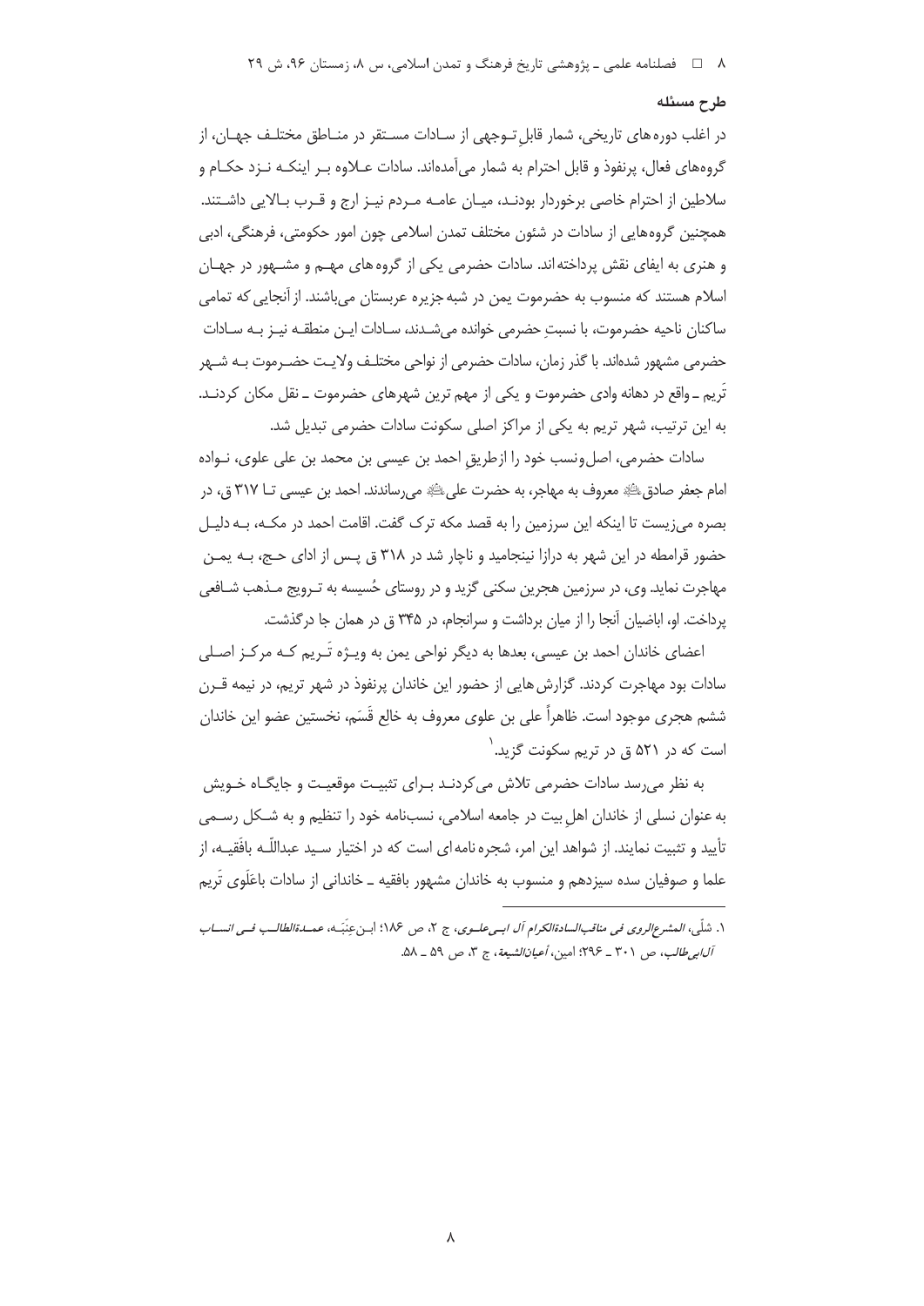### طرح مسئله

در اغلب دوره‌های تاریخی، شمار قابلِ توجهی از سادات مستقر در مناطق مختلف جهان، از گروه‌های فعال، پرنفوذ و قابل احترام به شمار می‌آمده‌اند. سادات علاوه بر اینکه نزد حکام و سلاطین از احترام خاصی برخوردار بودند، میان عامه مردم نیز ارج و قرب بالایی داشتند. همچنین گروه‌هایی از سادات در شئون مختلف تمدن اسلامی چون امور حکومتی، فرهنگی، ادبی و هنری به ایفای نقش پرداخته‌اند. سادات حضرمی یکی از گروه‌های مهم و مشهور در جهان اسلام هستند که منسوب به حضرموت یمن در شبه‌جزیره عربستان می‌باشند. از آنجایی که تمامی ساکنان ناحیه حضرموت، با نسبتِ حضرمی خوانده می‌شدند، سادات این منطقه نیز به سادات حضرمی مشهور شده‌اند. با گذر زمان، سادات حضرمی از نواحی مختلف ولایت حضرموت به شهر تَریم ـ واقع در دهانه وادی حضرموت و یکی از مهم ترین شهرهای حضرموت ـ نقل مکان کردند. به این ترتیب، شهر تریم به یکی از مراکز اصلی سکونت سادات حضرمی تبدیل شد.

سادات حضرمی، اصل‌ونسب خود را ازطریقِ احمد بن عیسی بن محمد بن علی علوی، نواده امام جعفر صادقؑ معروف به مهاجر، به حضرت علیؑ می‌رساندند. احمد بن عیسی تا ۳۱۷ ق، در بصره می‌زیست تا اینکه این سرزمین را به قصد مکه ترک گفت. اقامت احمد در مکه، به دلیل حضور قرامطه در این شهر به درازا نینجامید و ناچار شد در ۳۱۸ ق پس از ادای حج، به یمن مهاجرت نماید. وی، در سرزمین هجرین سکنی گزید و در روستای حُسیسه به ترویج مذهب شافعی پرداخت. او، اباضیان آنجا را از میان برداشت و سرانجام، در ۳۴۵ ق در همان جا درگذشت.

اعضای خاندان احمد بن عیسی، بعدها به دیگر نواحی یمن به ویژه تَریم که مرکز اصلی سادات بود مهاجرت کردند. گزارش‌هایی از حضور این خاندان پرنفوذ در شهر تریم، در نیمه قرن ششم هجری موجود است. ظاهراً علی بن علوی معروف به خالع قَسَم، نخستین عضو این خاندان است که در ۵۲۱ ق در تریم سکونت گزید.[1]

به نظر می‌رسد سادات حضرمی تلاش می‌کردند برای تثبیت موقعیت و جایگاه خویش به عنوان نسلی از خاندان اهلِ بیت در جامعه اسلامی، نسب‌نامه خود را تنظیم و به شکل رسمی تأیید و تثبیت نمایند. از شواهد این امر، شجره نامه‌ای است که در اختیار سید عبداللّه بافَقیه، از علما و صوفیان سده سیزدهم و منسوب به خاندان مشهور بافقیه ـ خاندانی از سادات باعَلَوی تَریم

---

۱. شلّی، *المشرع‌الروی فی مناقب‌السادة‌الکرام آل ابی‌علوی*، ج ۲، ص ۱۸۶؛ ابن‌عِنَبَه، *عمدة‌الطالب فی انساب آل‌ابی‌طالب*، ص ۳۰۱ ـ ۲۹۶؛ امین، *أعیان‌الشیعة*، ج ۳، ص ۵۹ ـ ۵۸.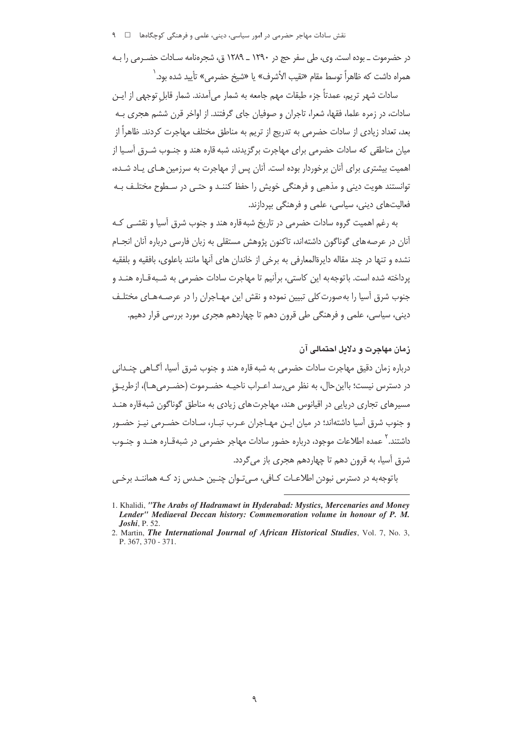در حضرموت ـ بوده است. وی، طی سفر حج در ۱۲۹۰ ـ ۱۲۸۹ ق، شجره‌نامه سادات حضرمی را به همراه داشت که ظاهراً توسط مقام «نقیب الأشرف» یا «شیخ حضرمی» تأیید شده بود.[1]

سادات شهر تریم، عمدتاً جزء طبقات مهم جامعه به شمار می‌آمدند. شمار قابلِ توجهی از این سادات، در زمره علما، فقها، شعرا، تاجران و صوفیان جای گرفتند. از اواخر قرن ششم هجری به بعد، تعداد زیادی از سادات حضرمی به تدریج از تریم به مناطق مختلف مهاجرت کردند. ظاهراً از میان مناطقی که سادات حضرمی برای مهاجرت برگزیدند، شبه قاره هند و جنوب شرق آسیا از اهمیت بیشتری برای آنان برخوردار بوده است. آنان پس از مهاجرت به سرزمین‌های یاد شده، توانستند هویت دینی و مذهبی و فرهنگی خویش را حفظ کنند و حتی در سطوح مختلف به فعالیت‌های دینی، سیاسی، علمی و فرهنگی بپردازند.

به رغم اهمیت گروه سادات حضرمی در تاریخ شبه قاره هند و جنوب شرق آسیا و نقشی که آنان در عرصه‌های گوناگون داشته‌اند، تاکنون پژوهش مستقلی به زبان فارسی درباره آنان انجام نشده و تنها در چند مقاله دایرةالمعارفی به برخی از خاندان های آنها مانند باعلوی، بافقیه و بلفقیه پرداخته شده است. باتوجه‌به این کاستی، برآنیم تا مهاجرت سادات حضرمی به شبه‌قاره هند و جنوب شرق آسیا را به‌صورت‌کلی تبیین نموده و نقش این مهاجران را در عرصه‌های مختلف دینی، سیاسی، علمی و فرهنگی طی قرون دهم تا چهاردهم هجری مورد بررسی قرار دهیم.

## زمان مهاجرت و دلایل احتمالی آن

درباره زمان دقیق مهاجرت سادات حضرمی به شبه قاره هند و جنوب شرق آسیا، آگاهی چندانی در دسترس نیست؛ بااین‌حال، به نظر می‌رسد اعراب ناحیه حضرموت (حضرمی‌ها)، ازطریقِ مسیرهای تجاری دریایی در اقیانوس هند، مهاجرت‌های زیادی به مناطق گوناگون شبه‌قاره هند و جنوب شرق آسیا داشته‌اند؛ در میان این مهاجران عرب تبار، سادات حضرمی نیز حضور داشتند.[2] عمده اطلاعات موجود، درباره حضور سادات مهاجر حضرمی در شبه‌قاره هند و جنوب شرق آسیا، به قرون دهم تا چهاردهم هجری باز می‌گردد.

باتوجه‌به در دسترس نبودن اطلاعات کافی، می‌توان چنین حدس زد که همانند برخی

---

1. Khalidi, *"The Arabs of Hadramawt in Hyderabad: Mystics, Mercenaries and Money Lender" Mediaeval Deccan history: Commemoration volume in honour of P. M. Joshi*, P. 52.
2. Martin, *The International Journal of African Historical Studies*, Vol. 7, No. 3, P. 367, 370 - 371.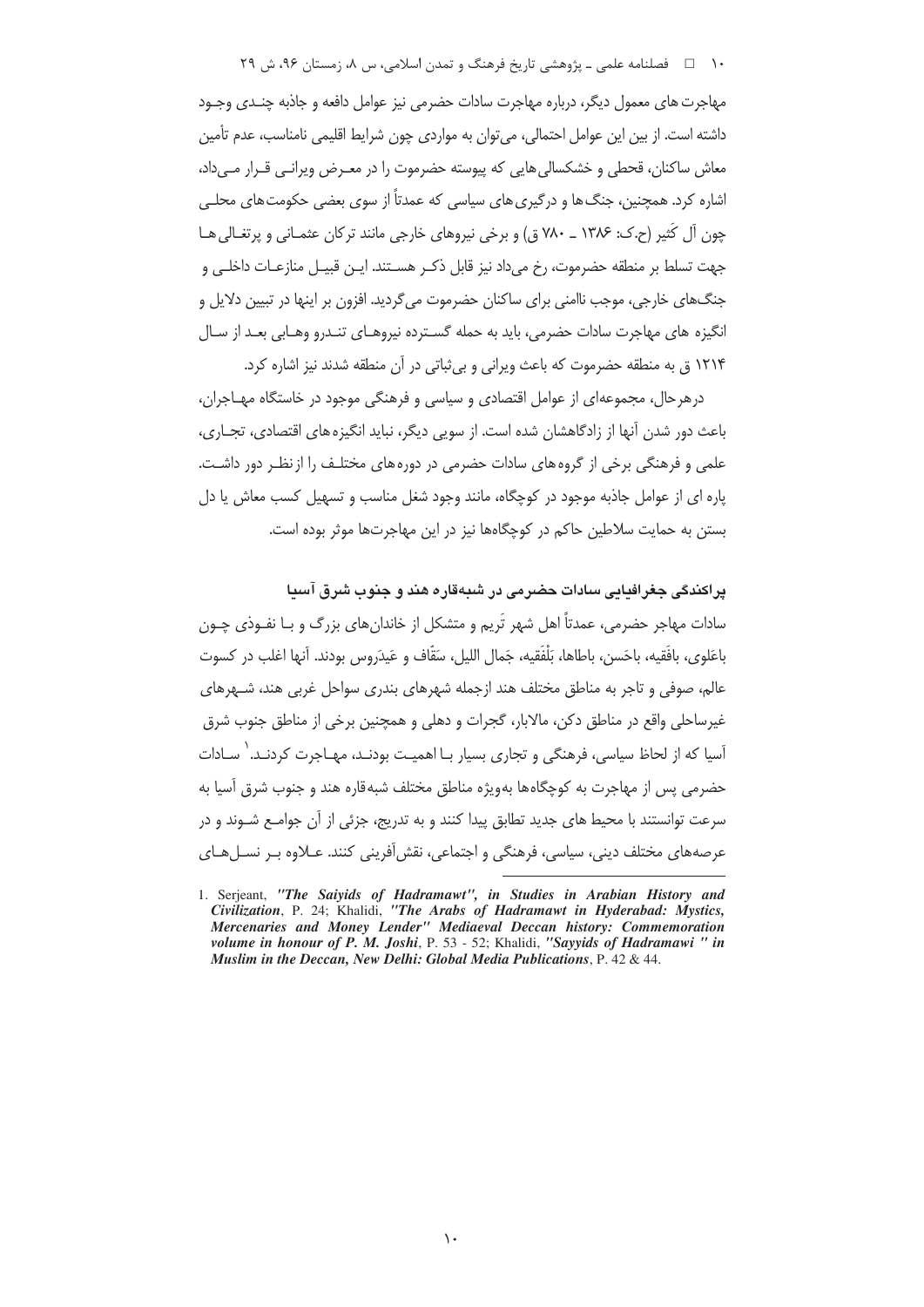مهاجرت های معمول دیگر، درباره مهاجرت سادات حضرمی نیز عوامل دافعه و جاذبه چندی وجود داشته است. از بین این عوامل احتمالی، می‌توان به مواردی چون شرایط اقلیمی نامناسب، عدم تأمین معاش ساکنان، قحطی و خشکسالی‌هایی که پیوسته حضرموت را در معرض ویرانی قرار می‌داد، اشاره کرد. همچنین، جنگ‌ها و درگیری‌های سیاسی که عمدتاً از سوی بعضی حکومت‌های محلی چون آل کَثیر (ح.ک: ۱۳۸۶ ـ ۷۸۰ ق) و برخی نیروهای خارجی مانند ترکان عثمانی و پرتغالی‌ها جهت تسلط بر منطقه حضرموت، رخ می‌داد نیز قابل ذکر هستند. این قبیل منازعات داخلی و جنگ‌های خارجی، موجب ناامنی برای ساکنان حضرموت می‌گردید. افزون بر اینها در تبیین دلایل و انگیزه های مهاجرت سادات حضرمی، باید به حمله گسترده نیروهای تندرو وهابی بعد از سال ۱۲۱۴ ق به منطقه حضرموت که باعث ویرانی و بی‌ثباتی در آن منطقه شدند نیز اشاره کرد.

درهرحال، مجموعه‌ای از عوامل اقتصادی و سیاسی و فرهنگی موجود در خاستگاه مهاجران، باعث دور شدن آنها از زادگاهشان شده است. از سویی دیگر، نباید انگیزه های اقتصادی، تجاری، علمی و فرهنگی برخی از گروه های سادات حضرمی در دوره های مختلف را ازنظر دور داشت. پاره ای از عوامل جاذبه موجود در کوچگاه، مانند وجود شغل مناسب و تسهیل کسب معاش یا دل بستن به حمایت سلاطین حاکم در کوچگاه‌ها نیز در این مهاجرت‌ها موثر بوده است.

### پراکندگی جغرافیایی سادات حضرمی در شبه‌قاره هند و جنوب شرق آسیا

سادات مهاجر حضرمی، عمدتاً اهل شهر تَریم و متشکل از خاندان‌های بزرگ و با نفوذی چون باعَلوی، بافَقیه، باحَسن، باطاها، بَلْفَقیه، جَمال اللیل، سَقّاف و عَیدَروس بودند. آنها اغلب در کسوت عالم، صوفی و تاجر به مناطق مختلف هند ازجمله شهرهای بندری سواحل غربی هند، شهرهای غیرساحلی واقع در مناطق دکن، مالابار، گجرات و دهلی و همچنین برخی از مناطق جنوب شرق آسیا که از لحاظ سیاسی، فرهنگی و تجاری بسیار با اهمیت بودند، مهاجرت کردند.[1] سادات حضرمی پس از مهاجرت به کوچگاه‌ها به‌ویژه مناطق مختلف شبه‌قاره هند و جنوب شرق آسیا به سرعت توانستند با محیط های جدید تطابق پیدا کنند و به تدریج، جزئی از آن جوامع شوند و در عرصه‌های مختلف دینی، سیاسی، فرهنگی و اجتماعی، نقش‌آفرینی کنند. علاوه بر نسل‌های

---

1. Serjeant, *"The Saiyids of Hadramawt"*, *in Studies in Arabian History and Civilization*, P. 24; Khalidi, *"The Arabs of Hadramawt in Hyderabad: Mystics, Mercenaries and Money Lender" Mediaeval Deccan history: Commemoration volume in honour of P. M. Joshi*, P. 53 - 52; Khalidi, *"Sayyids of Hadramawi " in Muslim in the Deccan, New Delhi: Global Media Publications*, P. 42 & 44.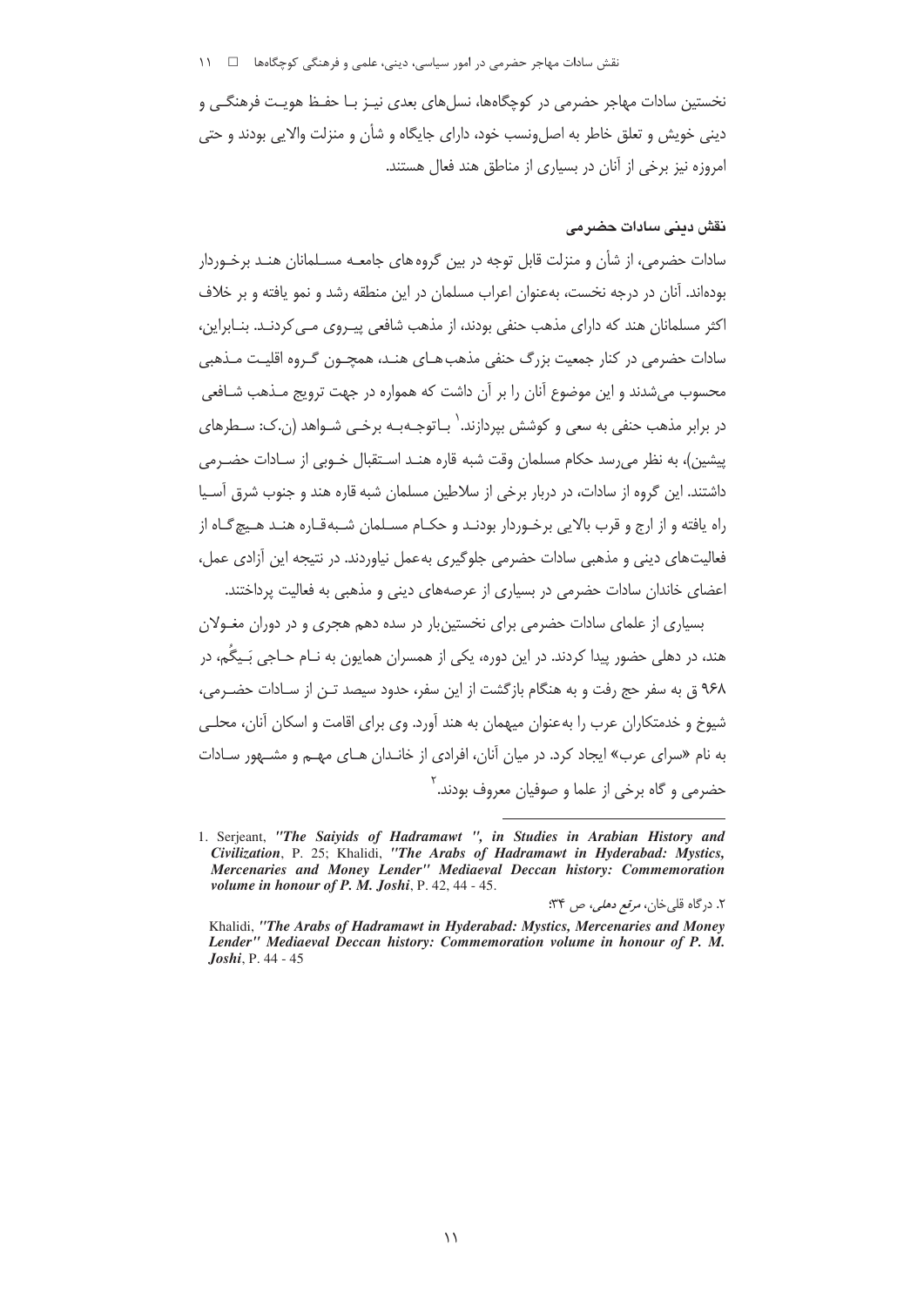نخستین سادات مهاجر حضرمی در کوچگاه‌ها، نسل‌های بعدی نیز با حفظ هویت فرهنگی و دینی خویش و تعلق خاطر به اصل‌ونسب خود، دارای جایگاه و شأن و منزلت والایی بودند و حتی امروزه نیز برخی از آنان در بسیاری از مناطق هند فعال هستند.

### نقش دینی سادات حضرمی

سادات حضرمی، از شأن و منزلت قابل توجه در بین گروه‌های جامعه مسلمانان هند برخوردار بوده‌اند. آنان در درجه نخست، به‌عنوان اعراب مسلمان در این منطقه رشد و نمو یافته و بر خلاف اکثر مسلمانان هند که دارای مذهب حنفی بودند، از مذهب شافعی پیروی می‌کردند. بنابراین، سادات حضرمی در کنار جمعیت بزرگ حنفی مذهب‌های هند، همچون گروه اقلیت مذهبی محسوب می‌شدند و این موضوع آنان را بر آن داشت که همواره در جهت ترویج مذهب شافعی در برابر مذهب حنفی به سعی و کوشش بپردازند.[1] باتوجه‌به برخی شواهد (ن.ک: سطرهای پیشین)، به نظر می‌رسد حکام مسلمان وقت شبه قاره هند استقبال خوبی از سادات حضرمی داشتند. این گروه از سادات، در دربار برخی از سلاطین مسلمان شبه قاره هند و جنوب شرق آسیا راه یافته و از ارج و قرب بالایی برخوردار بودند و حکام مسلمان شبه‌قاره هند هیچ‌گاه از فعالیت‌های دینی و مذهبی سادات حضرمی جلوگیری به‌عمل نیاوردند. در نتیجه این آزادی عمل، اعضای خاندان سادات حضرمی در بسیاری از عرصه‌های دینی و مذهبی به فعالیت پرداختند.

بسیاری از علمای سادات حضرمی برای نخستین‌بار در سده دهم هجری و در دوران مغولان هند، در دهلی حضور پیدا کردند. در این دوره، یکی از همسران همایون به نام حاجی بَیگُم، در ۹۶۸ ق به سفر حج رفت و به هنگام بازگشت از این سفر، حدود سیصد تن از سادات حضرمی، شیوخ و خدمتکاران عرب را به‌عنوان میهمان به هند آورد. وی برای اقامت و اسکان آنان، محلی به نام «سرای عرب» ایجاد کرد. در میان آنان، افرادی از خاندان‌های مهم و مشهور سادات حضرمی و گاه برخی از علما و صوفیان معروف بودند.[2]

---

1. Serjeant, *"The Saiyids of Hadramawt ", in Studies in Arabian History and Civilization*, P. 25; Khalidi, *"The Arabs of Hadramawt in Hyderabad: Mystics, Mercenaries and Money Lender" Mediaeval Deccan history: Commemoration volume in honour of P. M. Joshi*, P. 42, 44 - 45.

2. درگاه قلی‌خان، *مرقع دهلی*، ص ۳۴؛

Khalidi, *"The Arabs of Hadramawt in Hyderabad: Mystics, Mercenaries and Money Lender" Mediaeval Deccan history: Commemoration volume in honour of P. M. Joshi*, P. 44 - 45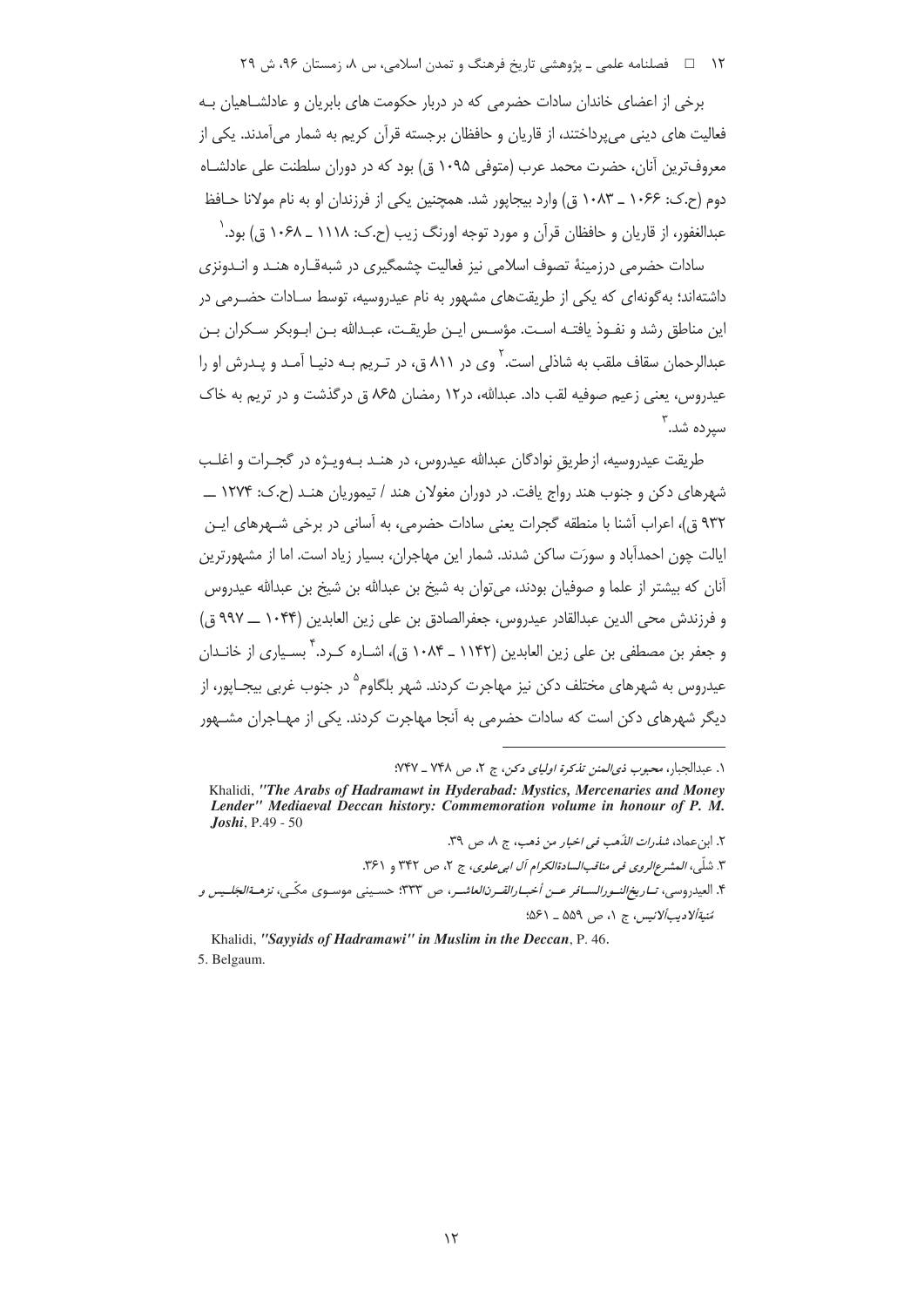برخی از اعضای خاندان سادات حضرمی که در دربار حکومت های بابریان و عادلشاهیان بـه فعالیت های دینی می‌پرداختند، از قاریان و حافظان برجسته قرآن کریم به شمار می‌آمدند. یکی از معروف‌ترین آنان، حضرت محمد عرب (متوفی ۱۰۹۵ ق) بود که در دوران سلطنت علی عادلشاه دوم (ح.ک: ۱۰۶۶ ـ ۱۰۸۳ ق) وارد بیجاپور شد. همچنین یکی از فرزندان او به نام مولانا حـافظ عبدالغفور، از قاریان و حافظان قرآن و مورد توجه اورنگ زیب (ح.ک: ۱۱۱۸ ـ ۱۰۶۸ ق) بود.[1]

سادات حضرمی درزمینهٔ تصوف اسلامی نیز فعالیت چشمگیری در شبه‌قـاره هنـد و انـدونزی داشته‌اند؛ به‌گونه‌ای که یکی از طریقت‌های مشهور به نام عیدروسیه، توسط سـادات حضـرمی در این مناطق رشد و نفـوذ یافتـه اسـت. مؤسـس ایـن طریقـت، عبـدالله بـن ابـوبکر سـکران بـن عبدالرحمان سقاف ملقب به شاذلی است.[2] وی در ۸۱۱ ق، در تـریم بـه دنیـا آمـد و پـدرش او را عیدروس، یعنی زعیم صوفیه لقب داد. عبدالله، در۱۲ رمضان ۸۶۵ ق درگذشت و در تریم به خاک سپرده شد.[3]

طریقت عیدروسیه، ازطریقِ نوادگان عبدالله عیدروس، در هنـد بـه‌ویـژه در گجـرات و اغلـب شهرهای دکن و جنوب هند رواج یافت. در دوران مغولان هند / تیموریان هنـد (ح.ک: ۱۲۷۴ ــ ۹۳۲ ق)، اعراب آشنا با منطقه گجرات یعنی سادات حضرمی، به آسانی در برخی شـهرهای ایـن ایالت چون احمدآباد و سورَت ساکن شدند. شمار این مهاجران، بسیار زیاد است. اما از مشهورترین آنان که بیشتر از علما و صوفیان بودند، می‌توان به شیخ بن عبدالله بن شیخ بن عبدالله عیدروس و فرزندش محی الدین عبدالقادر عیدروس، جعفرالصادق بن علی زین العابدین (۱۰۴۴ ــ ۹۹۷ ق) و جعفر بن مصطفی بن علی زین العابدین (۱۱۴۲ ـ ۱۰۸۴ ق)، اشـاره کـرد.[4] بسـیاری از خانـدان عیدروس به شهرهای مختلف دکن نیز مهاجرت کردند. شهر بلگاوم[5] در جنوب غربی بیجـاپور، از دیگر شهرهای دکن است که سادات حضرمی به آنجا مهاجرت کردند. یکی از مهـاجران مشـهور

---

۱. عبدالجبار، *محبوب ذی‌المنن تذکرهٔ اولیای دکن*، ج ۲، ص ۷۴۸ ـ ۷۴۷؛

Khalidi, ***"The Arabs of Hadramawt in Hyderabad: Mystics, Mercenaries and Money Lender" Mediaeval Deccan history: Commemoration volume in honour of P. M. Joshi***, P.49 - 50

۲. ابن‌عماد، *شذرات الذّهب فی اخبار من ذهب*، ج ۸، ص ۳۹.

۳. شلّی، *المشرع‌الروی فی مناقب‌السادة‌الکرام آل ابی‌علوی*، ج ۲، ص ۳۴۲ و ۳۶۱.

۴. العیدروسی، *تـاریخ‌النـورالسـافر عـن أخبـارالقـرن‌العاشـر*، ص ۳۳۳؛ حسـینی موسـوی مکّـی، *نزهـة‌الجلـیس و مُنیة‌الادیب‌الانیس*، ج ۱، ص ۵۵۹ ـ ۵۶۱؛

Khalidi, ***"Sayyids of Hadramawi" in Muslim in the Deccan***, P. 46.

5. Belgaum.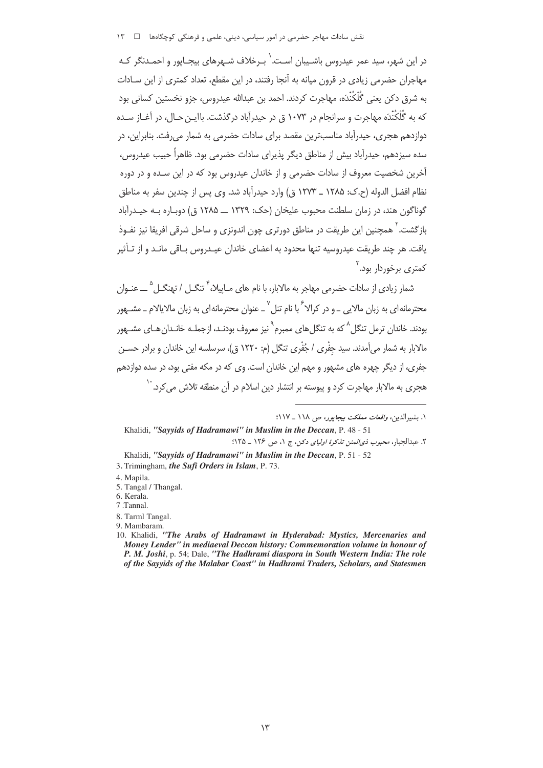در این شهر، سید عمر عیدروس باشـیبان اسـت.[1] بـرخلاف شـهرهای بیجـاپور و احمـدنگر کـه مهاجران حضرمی زیادی در قرون میانه به آنجا رفتند، در این مقطع، تعداد کمتری از این سـادات به شرق دکن یعنی گُلْکُنْدَه، مهاجرت کردند. احمد بن عبدالله عیدروس، جزو نخستین کسانی بود که به گُلْکُنْدَه مهاجرت و سرانجام در ۱۰۷۳ ق در حیدرآباد درگذشت. بااین حـال، در آغـاز سـده دوازدهم هجری، حیدرآباد مناسب‌ترین مقصد برای سادات حضرمی به شمار می‌رفت. بنابراین، در سده سیزدهم، حیدرآباد بیش از مناطق دیگر پذیرای سادات حضرمی بود. ظاهراً حبیب عیدروس، آخرین شخصیت معروف از سادات حضرمی و از خاندان عیدروس بود که در این سـده و در دوره نظام افضل الدوله (ح.ک: ۱۲۸۵ ـ ۱۲۷۳ ق) وارد حیدرآباد شد. وی پس از چندین سفر به مناطق گوناگون هند، در زمان سلطنت محبوب علیخان (حک: ۱۳۲۹ ــ ۱۲۸۵ ق) دوبـاره بـه حیـدرآباد بازگشت.[2] همچنین این طریقت در مناطق دورتری چون اندونزی و ساحل شرقی افریقا نیز نفـوذ یافت. هر چند طریقت عیدروسیه تنها محدود به اعضای خاندان عیـدروس بـاقی مانـد و از تـأثیر کمتری برخوردار بود.[3]

شمار زیادی از سادات حضرمی مهاجر به مالابار، با نام های مـاپیلا،[4] تنگـل / تهنگـل[5] ــ عنـوان محترمانه‌ای به زبان مالایی ـ و در کرالا[6] با نام تنل[7] ـ عنوان محترمانه‌ای به زبان مالایالام ـ مشـهور بودند. خاندان ترمل تنگل[8] که به تنگل‌های ممبرم[9] نیز معروف بودنـد، ازجملـه خانـدان‌هـای مشـهور مالابار به شمار می‌آمدند. سید جِفْری / جُفْری تنگل (م: ۱۲۲۰ ق)، سرسلسه این خاندان و برادر حسـن جفری، از دیگر چهره های مشهور و مهم این خاندان است. وی که در مکه مفتی بود، در سده دوازدهم هجری به مالابار مهاجرت کرد و پیوسته بر انتشار دین اسلام در آن منطقه تلاش می‌کرد.[10]

---

۱. بشیرالدین، *واقعات مملکت بیجاپور*، ص ۱۱۸ ـ ۱۱۷؛

Khalidi, *"Sayyids of Hadramawi" in Muslim in the Deccan*, P. 48 - 51

۲. عبدالجبار، *محبوب ذی‌المنن تذکرة اولیای دکن*، ج ۱، ص ۱۲۶ ـ ۱۲۵؛

Khalidi, *"Sayyids of Hadramawi" in Muslim in the Deccan*, P. 51 - 52

3. Trimingham, *the Sufi Orders in Islam*, P. 73.

4. Mapila.

5. Tangal / Thangal.

6. Kerala.

7 .Tannal.

8. Tarml Tangal.

9. Mambaram.

10. Khalidi, *"The Arabs of Hadramawt in Hyderabad: Mystics, Mercenaries and Money Lender" in mediaeval Deccan history: Commemoration volume in honour of P. M. Joshi*, p. 54; Dale, *"The Hadhrami diaspora in South Western India: The role of the Sayyids of the Malabar Coast" in Hadhrami Traders, Scholars, and Statesmen*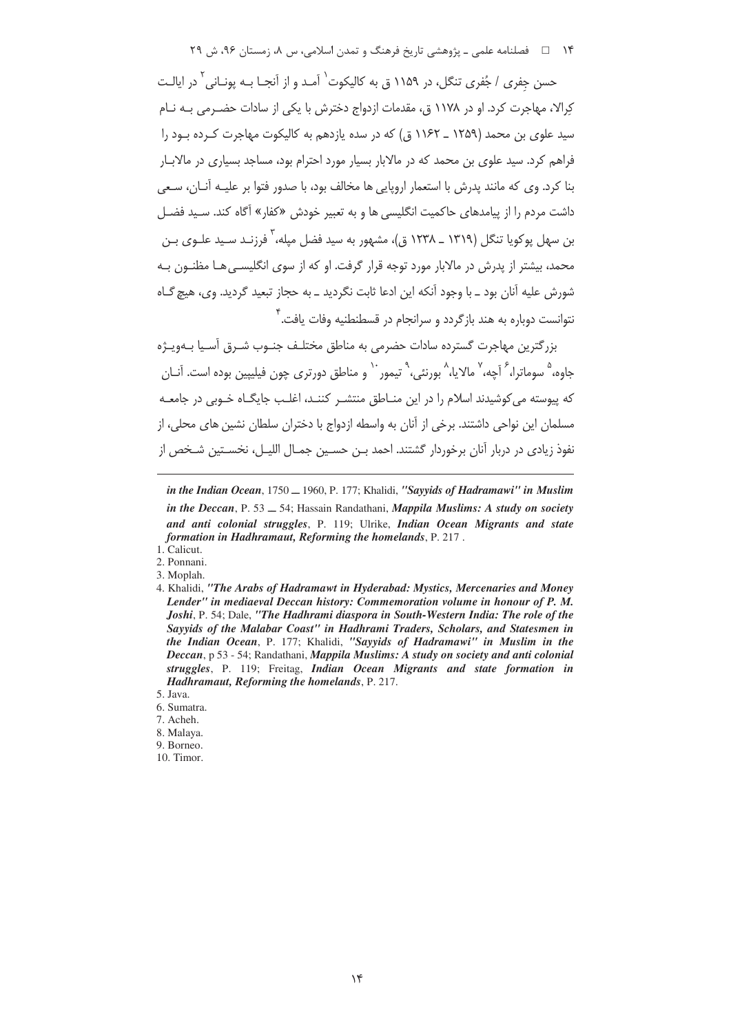حسن جِفری / جُفری تنگل، در ۱۱۵۹ ق به کالیکوت[1] آمد و از آنجا به پونانی[2] در ایالت کِرالا، مهاجرت کرد. او در ۱۱۷۸ ق، مقدمات ازدواج دخترش با یکی از سادات حضرمی به نام سید علوی بن محمد (۱۲۵۹ ـ ۱۱۶۲ ق) که در سده یازدهم به کالیکوت مهاجرت کرده بود را فراهم کرد. سید علوی بن محمد که در مالابار بسیار مورد احترام بود، مساجد بسیاری در مالابار بنا کرد. وی که مانند پدرش با استعمار اروپایی ها مخالف بود، با صدور فتوا بر علیه آنان، سعی داشت مردم را از پیامدهای حاکمیت انگلیسی ها و به تعبیر خودش «کفار» آگاه کند. سید فضل بن سهل پوکویا تنگل (۱۳۱۹ ـ ۱۲۳۸ ق)، مشهور به سید فضل میله،[3] فرزند سید علوی بن محمد، بیشتر از پدرش در مالابار مورد توجه قرار گرفت. او که از سوی انگلیسی‌ها مظنون به شورش علیه آنان بود ـ با وجود آنکه این ادعا ثابت نگردید ـ به حجاز تبعید گردید. وی، هیچ گاه نتوانست دوباره به هند بازگردد و سرانجام در قسطنطنیه وفات یافت.[4]

بزرگترین مهاجرت گسترده سادات حضرمی به مناطق مختلف جنوب شرق آسیا به‌ویژه جاوه،[5] سوماترا،[6] آچه،[7] مالایا،[8] بورنئی،[9] تیمور[10] و مناطق دورتری چون فیلیپین بوده است. آنان که پیوسته می‌کوشیدند اسلام را در این مناطق منتشر کنند، اغلب جایگاه خوبی در جامعه مسلمان این نواحی داشتند. برخی از آنان به واسطه ازدواج با دختران سلطان نشین های محلی، از نفوذ زیادی در دربار آنان برخوردار گشتند. احمد بن حسین جمال اللیل، نخستین شخص از

---

*in the Indian Ocean*, 1750 ـ 1960, P. 177; Khalidi, *"Sayyids of Hadramawi" in Muslim in the Deccan*, P. 53 ـ 54; Hassain Randathani, *Mappila Muslims: A study on society and anti colonial struggles*, P. 119; Ulrike, *Indian Ocean Migrants and state formation in Hadhramaut, Reforming the homelands*, P. 217 .

1. Calicut.
2. Ponnani.
3. Moplah.
4. Khalidi, *"The Arabs of Hadramawt in Hyderabad: Mystics, Mercenaries and Money Lender" in mediaeval Deccan history: Commemoration volume in honour of P. M. Joshi*, P. 54; Dale, *"The Hadhrami diaspora in South-Western India: The role of the Sayyids of the Malabar Coast" in Hadhrami Traders, Scholars, and Statesmen in the Indian Ocean*, P. 177; Khalidi, *"Sayyids of Hadramawi" in Muslim in the Deccan*, p 53 - 54; Randathani, *Mappila Muslims: A study on society and anti colonial struggles*, P. 119; Freitag, *Indian Ocean Migrants and state formation in Hadhramaut, Reforming the homelands*, P. 217.
5. Java.
6. Sumatra.
7. Acheh.
8. Malaya.
9. Borneo.
10. Timor.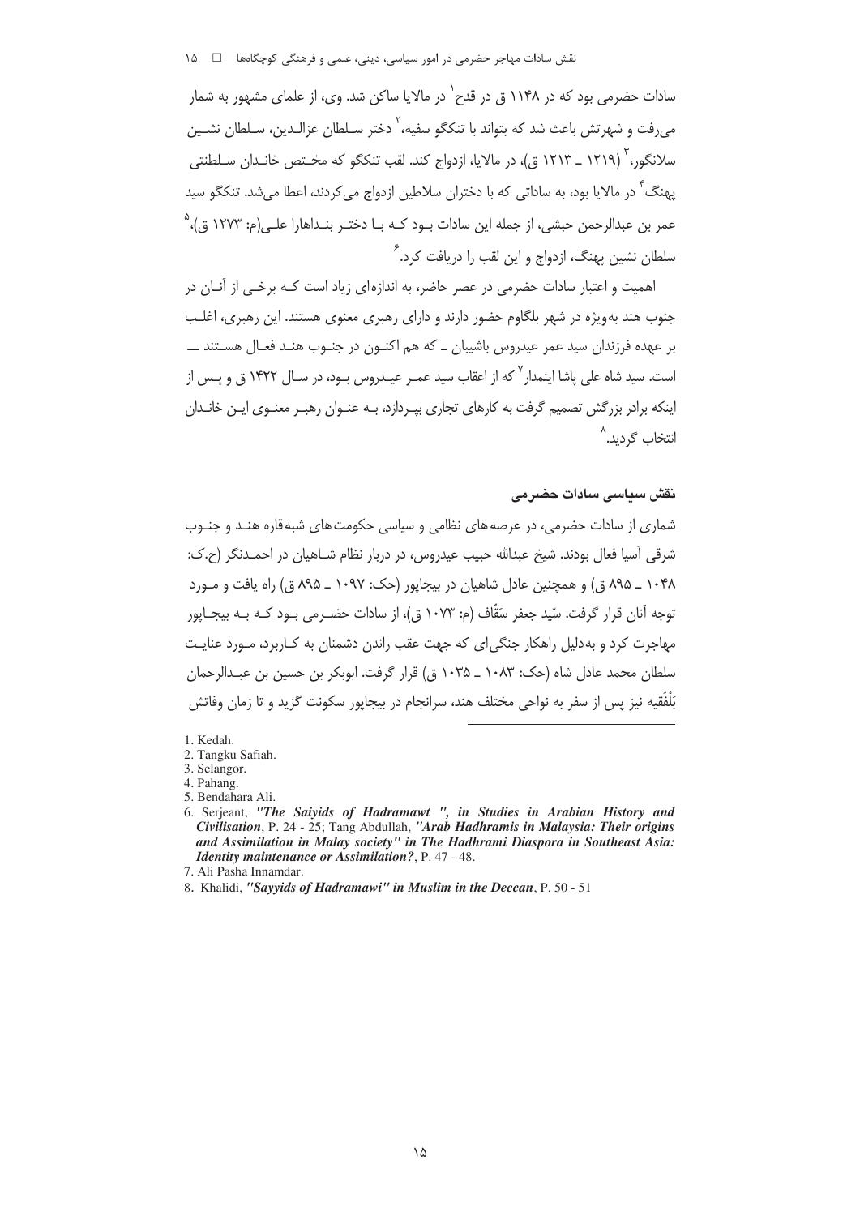سادات حضرمی بود که در ۱۱۴۸ ق در قدح[1] در مالایا ساکن شد. وی، از علمای مشهور به شمار می‌رفت و شهرتش باعث شد که بتواند با تنکگو سفیه،[2] دختر سلطان عزالدین، سلطان نشین سلانگور،[3] (۱۲۱۹ ـ ۱۲۱۳ ق)، در مالایا، ازدواج کند. لقب تنکگو که مختص خاندان سلطنتی پهنگ[4] در مالایا بود، به ساداتی که با دختران سلاطین ازدواج می‌کردند، اعطا می‌شد. تنکگو سید عمر بن عبدالرحمن حبشی، از جمله این سادات بود که با دختر بنداهارا علی(م: ۱۲۷۳ ق)،[5] سلطان نشین پهنگ، ازدواج و این لقب را دریافت کرد.[6]

اهمیت و اعتبار سادات حضرمی در عصر حاضر، به اندازه‌ای زیاد است که برخی از آنان در جنوب هند به‌ویژه در شهر بلگاوم حضور دارند و دارای رهبری معنوی هستند. این رهبری، اغلب بر عهده فرزندان سید عمر عیدروس باشیبان ـ که هم اکنون در جنوب هند فعال هستند ـــ است. سید شاه علی پاشا اینمدار[7] که از اعقاب سید عمر عیدروس بود، در سال ۱۴۲۲ ق و پس از اینکه برادر بزرگش تصمیم گرفت به کارهای تجاری بپردازد، به عنوان رهبر معنوی این خاندان انتخاب گردید.[8]

### نقش سیاسی سادات حضرمی

شماری از سادات حضرمی، در عرصه‌های نظامی و سیاسی حکومت‌های شبه‌قاره هند و جنوب شرقی آسیا فعال بودند. شیخ عبدالله حبیب عیدروس، در دربار نظام شاهیان در احمدنگر (ح.ک: ۱۰۴۸ ـ ۸۹۵ ق) و همچنین عادل شاهیان در بیجاپور (حک: ۱۰۹۷ ـ ۸۹۵ ق) راه یافت و مورد توجه آنان قرار گرفت. سیّد جعفر سَقّاف (م: ۱۰۷۳ ق)، از سادات حضرمی بود که به بیجاپور مهاجرت کرد و به‌دلیل راهکار جنگی‌ای که جهت عقب راندن دشمنان به کاربرد، مورد عنایت سلطان محمد عادل شاه (حک: ۱۰۸۳ ـ ۱۰۳۵ ق) قرار گرفت. ابوبکر بن حسین بن عبدالرحمن بَلْفَقیه نیز پس از سفر به نواحی مختلف هند، سرانجام در بیجاپور سکونت گزید و تا زمان وفاتش

---

1. Kedah.
2. Tangku Safiah.
3. Selangor.
4. Pahang.
5. Bendahara Ali.
6. Serjeant, *"The Saiyids of Hadramawt ", in Studies in Arabian History and Civilisation*, P. 24 - 25; Tang Abdullah, *"Arab Hadhramis in Malaysia: Their origins and Assimilation in Malay society" in The Hadhrami Diaspora in Southeast Asia: Identity maintenance or Assimilation?*, P. 47 - 48.
7. Ali Pasha Innamdar.
8. Khalidi, *"Sayyids of Hadramawi" in Muslim in the Deccan*, P. 50 - 51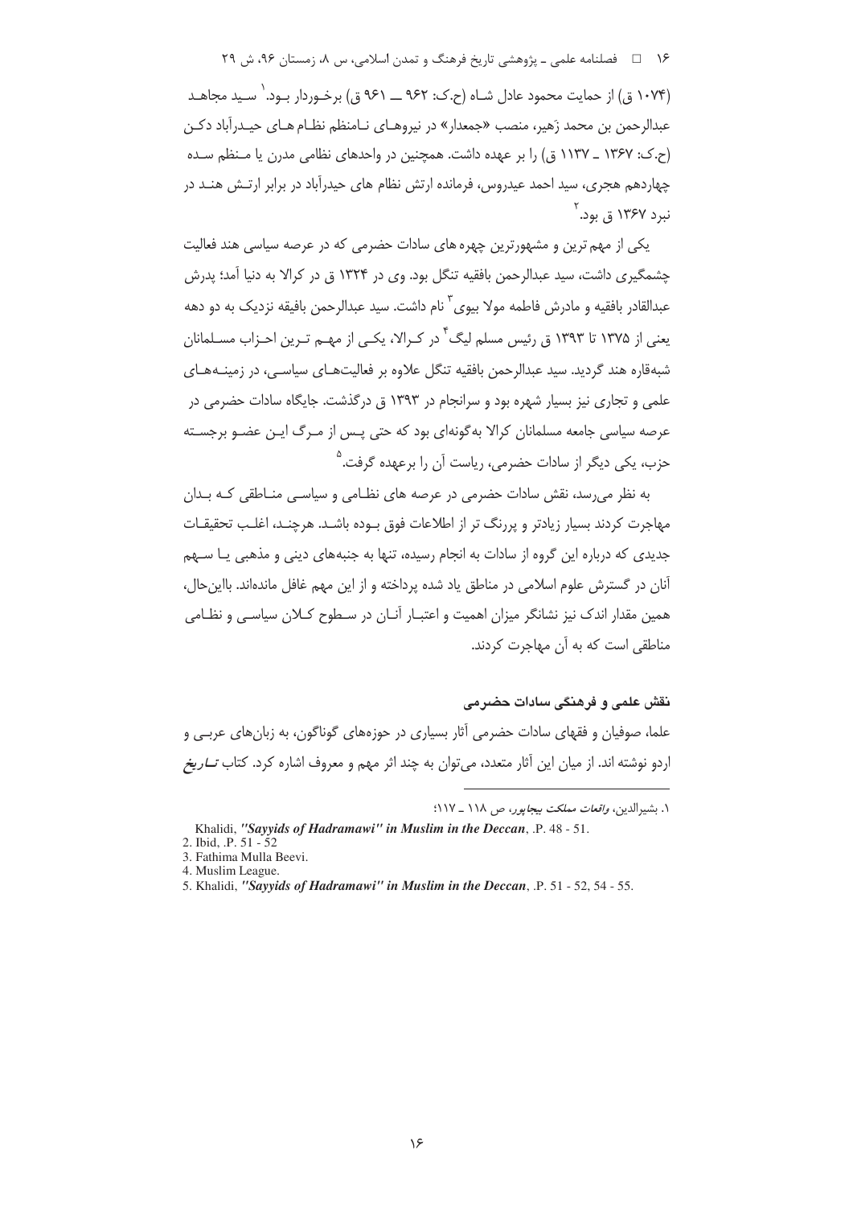(۱۰۷۴ ق) از حمایت محمود عادل شاه (ح.ک: ۹۶۲ ــ ۹۶۱ ق) برخوردار بود.[۱] سید مجاهد عبدالرحمن بن محمد زَهیر، منصب «جمعدار» در نیروهای نامنظم نظام های حیدرآباد دکن (ح.ک: ۱۳۶۷ ـ ۱۱۳۷ ق) را بر عهده داشت. همچنین در واحدهای نظامی مدرن یا منظم سده چهاردهم هجری، سید احمد عیدروس، فرمانده ارتش نظام های حیدرآباد در برابر ارتش هند در نبرد ۱۳۶۷ ق بود.[۲]

یکی از مهم ترین و مشهورترین چهره های سادات حضرمی که در عرصه سیاسی هند فعالیت چشمگیری داشت، سید عبدالرحمن بافقیه تنگل بود. وی در ۱۳۲۴ ق در کرالا به دنیا آمد؛ پدرش عبدالقادر بافقیه و مادرش فاطمه مولا بیوی[۳] نام داشت. سید عبدالرحمن بافیقه نزدیک به دو دهه یعنی از ۱۳۷۵ تا ۱۳۹۳ ق رئیس مسلم لیگ[۴] در کرالا، یکی از مهم ترین احزاب مسلمانان شبه‌قاره هند گردید. سید عبدالرحمن بافقیه تنگل علاوه بر فعالیت‌های سیاسی، در زمینه‌های علمی و تجاری نیز بسیار شهره بود و سرانجام در ۱۳۹۳ ق درگذشت. جایگاه سادات حضرمی در عرصه سیاسی جامعه مسلمانان کرالا به‌گونه‌ای بود که حتی پس از مرگ این عضو برجسته حزب، یکی دیگر از سادات حضرمی، ریاست آن را برعهده گرفت.[۵]

به نظر می‌رسد، نقش سادات حضرمی در عرصه های نظامی و سیاسی مناطقی که بدان مهاجرت کردند بسیار زیادتر و پررنگ تر از اطلاعات فوق بوده باشد. هرچند، اغلب تحقیقات جدیدی که درباره این گروه از سادات به انجام رسیده، تنها به جنبه‌های دینی و مذهبی یا سهم آنان در گسترش علوم اسلامی در مناطق یاد شده پرداخته و از این مهم غافل مانده‌اند. بااین‌حال، همین مقدار اندک نیز نشانگر میزان اهمیت و اعتبار آنان در سطوح کلان سیاسی و نظامی مناطقی است که به آن مهاجرت کردند.

### نقش علمی و فرهنگی سادات حضرمی

علما، صوفیان و فقهای سادات حضرمی آثار بسیاری در حوزه‌های گوناگون، به زبان‌های عربی و اردو نوشته اند. از میان این آثار متعدد، می‌توان به چند اثر مهم و معروف اشاره کرد. کتاب *تاریخ*

---

۱. بشیرالدین، *واقعات مملکت بیجاپور*، ص ۱۱۸ ـ ۱۱۷؛

Khalidi, *"Sayyids of Hadramawi" in Muslim in the Deccan*, .P. 48 - 51.

2. Ibid, .P. 51 - 52
3. Fathima Mulla Beevi.
4. Muslim League.
5. Khalidi, *"Sayyids of Hadramawi" in Muslim in the Deccan*, .P. 51 - 52, 54 - 55.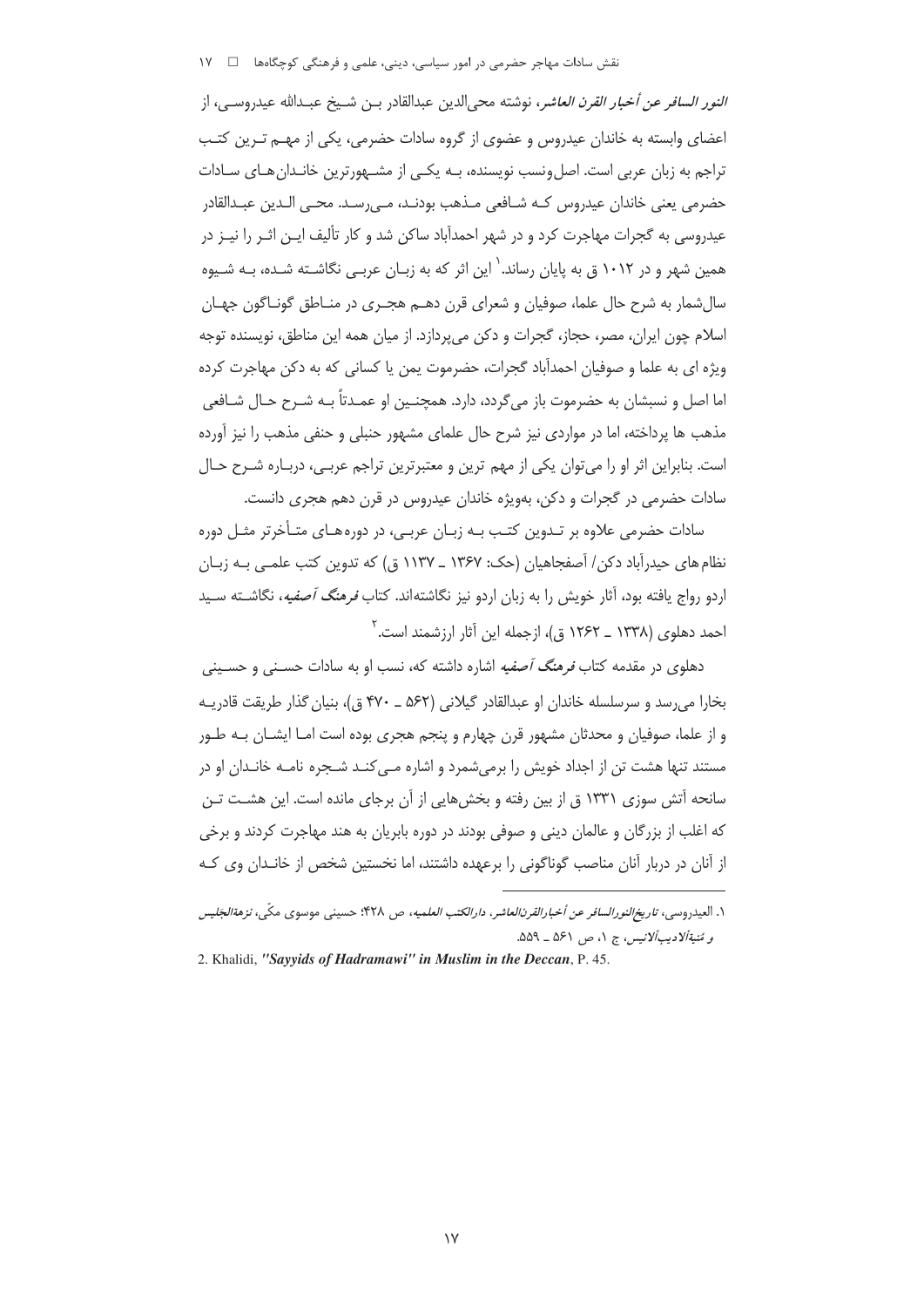*النور السافر عن أخبار القرن العاشر*، نوشته محی‌الدین عبدالقادر بـن شـیخ عبـدالله عیدروسـی، از اعضای وابسته به خاندان عیدروس و عضوی از گروه سادات حضرمی، یکی از مهـم تـرین کتـب تراجم به زبان عربی است. اصل‌ونسب نویسنده، بـه یکـی از مشـهورترین خانـدان‌هـای سـادات حضرمی یعنی خاندان عیدروس کـه شـافعی مـذهب بودنـد، مـی‌رسـد. محـی الـدین عبـدالقادر عیدروسی به گجرات مهاجرت کرد و در شهر احمدآباد ساکن شد و کار تألیف ایـن اثـر را نیـز در همین شهر و در ۱۰۱۲ ق به پایان رساند.[1] این اثر که به زبـان عربـی نگاشـته شـده، بـه شـیوه سال‌شمار به شرح حال علما، صوفیان و شعرای قرن دهـم هجـری در منـاطق گونـاگون جهـان اسلام چون ایران، مصر، حجاز، گجرات و دکن می‌پردازد. از میان همه این مناطق، نویسنده توجه ویژه ای به علما و صوفیان احمدآباد گجرات، حضرموت یمن یا کسانی که به دکن مهاجرت کرده اما اصل و نسبشان به حضرموت باز می‌گردد، دارد. همچنـین او عمـدتاً بـه شـرح حـال شـافعی مذهب ها پرداخته، اما در مواردی نیز شرح حال علمای مشهور حنبلی و حنفی مذهب را نیز آورده است. بنابراین اثر او را می‌توان یکی از مهم ترین و معتبرترین تراجم عربـی، دربـاره شـرح حـال سادات حضرمی در گجرات و دکن، به‌ویژه خاندان عیدروس در قرن دهم هجری دانست.

سادات حضرمی علاوه بر تـدوین کتـب بـه زبـان عربـی، در دوره‌هـای متـأخرتر مثـل دوره نظام‌های حیدرآباد دکن/ آصفجاهیان (حک: ۱۳۶۷ ـ ۱۱۳۷ ق) که تدوین کتب علمـی بـه زبـان اردو رواج یافته بود، آثار خویش را به زبان اردو نیز نگاشته‌اند. کتاب *فرهنگ آصفیه*، نگاشـته سـید احمد دهلوی (۱۳۳۸ ـ ۱۲۶۲ ق)، ازجمله این آثار ارزشمند است.[2]

دهلوی در مقدمه کتاب *فرهنگ آصفیه* اشاره داشته که، نسب او به سادات حسـنی و حسـینی بخارا می‌رسد و سرسلسله خاندان او عبدالقادر گیلانی (۵۶۲ ـ ۴۷۰ ق)، بنیان‌گذار طریقت قادریـه و از علما، صوفیان و محدثان مشهور قرن چهارم و پنجم هجری بوده است امـا ایشـان بـه طـور مستند تنها هشت تن از اجداد خویش را برمی‌شمرد و اشاره مـی‌کنـد شـجره نامـه خانـدان او در سانحه آتش سوزی ۱۳۳۱ ق از بین رفته و بخش‌هایی از آن برجای مانده است. این هشـت تـن که اغلب از بزرگان و عالمان دینی و صوفی بودند در دوره بابریان به هند مهاجرت کردند و برخی از آنان در دربار آنان مناصب گوناگونی را برعهده داشتند، اما نخستین شخص از خانـدان وی کـه

---

۱. العیدروسی، *تاریخ‌النورالسافر عن أخبارالقرن‌العاشر*، دارالکتب العلمیه، ص ۴۲۸؛ حسینی موسوی مکّی، *نزهة‌الجلیس و منیة‌الادیب‌الانیس*، ج ۱، ص ۵۶۱ ـ ۵۵۹.

2. Khalidi, *"Sayyids of Hadramawi" in Muslim in the Deccan*, P. 45.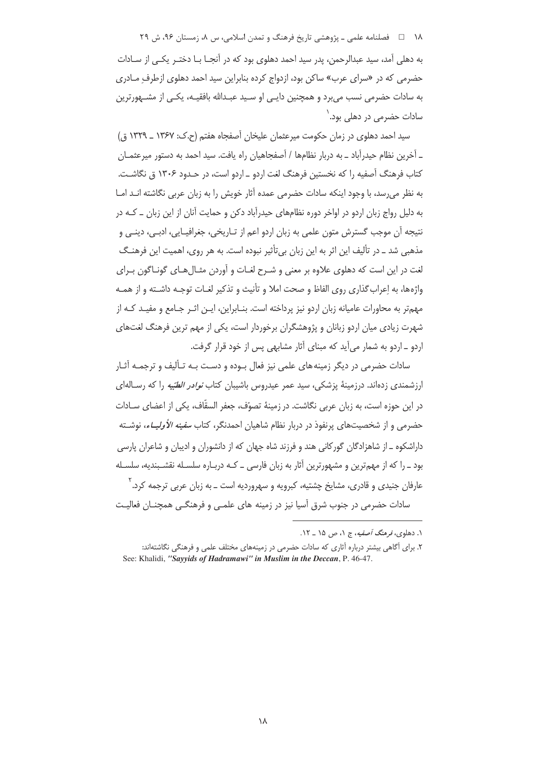به دهلی آمد، سید عبدالرحمن، پدر سید احمد دهلوی بود که در آنجا با دختر یکی از سادات حضرمی که در «سرای عرب» ساکن بود، ازدواج کرده بنابراین سید احمد دهلوی ازطرفِ مادری به سادات حضرمی نسب می‌برد و همچنین دایی او سید عبدالله بافقیه، یکی از مشهورترین سادات حضرمی در دهلی بود.[1]

سید احمد دهلوی در زمان حکومت میرعثمان علیخان آصفجاه هفتم (ح.ک: ۱۳۶۷ ـ ۱۳۲۹ ق) ـ آخرین نظام حیدرآباد ـ به دربار نظام‌ها / آصفجاهیان راه یافت. سید احمد به دستور میرعثمان کتاب فرهنگ آصفیه را که نخستین فرهنگ لغت اردو ـ اردو است، در حدود ۱۳۰۶ ق نگاشت. به نظر می‌رسد، با وجود اینکه سادات حضرمی عمده آثار خویش را به زبان عربی نگاشته اند اما به دلیل رواج زبان اردو در اواخر دوره نظامهای حیدرآباد دکن و حمایت آنان از این زبان ـ که در نتیجه آن موجب گسترش متون علمی به زبان اردو اعم از تاریخی، جغرافیایی، ادبی، دینی و مذهبی شد ـ در تألیف این اثر به این زبان بی‌تأثیر نبوده است. به هر روی، اهمیت این فرهنگ لغت در این است که دهلوی علاوه بر معنی و شرح لغات و آوردن مثال‌های گوناگون برای واژه‌ها، به اِعراب‌گذاری روی الفاظ و صحت املا و تأنیث و تذکیر لغات توجه داشته و از همه مهم‌تر به محاورات عامیانه زبان اردو نیز پرداخته است. بنابراین، این اثر جامع و مفید که از شهرت زیادی میان اردو زبانان و پژوهشگران برخوردار است، یکی از مهم ترین فرهنگ لغت‌های اردو ـ اردو به شمار می‌آید که مبنای آثار مشابهی پس از خود قرار گرفت.

سادات حضرمی در دیگر زمینه‌های علمی نیز فعال بوده و دست به تألیف و ترجمه آثار ارزشمندی زده‌اند. درزمینهٔ پزشکی، سید عمر عیدروس باشیبان کتاب *نوادر الطبّیه* را که رساله‌ای در این حوزه است، به زبان عربی نگاشت. در زمینهٔ تصوّف، جعفر السقّاف، یکی از اعضای سادات حضرمی و از شخصیت‌های پرنفوذ در دربار نظام شاهیان احمدنگر، کتاب *سفینه الأولیاء*، نوشته داراشکوه ـ از شاهزادگان گورکانی هند و فرزند شاه جهان که از دانشوران و ادیبان و شاعران پارسی بود ـ را که از مهم‌ترین و مشهورترین آثار به زبان فارسی ـ که درباره سلسله نقشبندیه، سلسله عارفان جنیدی و قادری، مشایخ چشتیه، کبرویه و سهروردیه است ـ به زبان عربی ترجمه کرد.[2]

سادات حضرمی در جنوب شرق آسیا نیز در زمینه های علمی و فرهنگی همچنان فعالیت

---

۱. دهلوی، *فرهنگ آصفیه*، ج ۱، ص ۱۵ ـ ۱۲.

۲. برای آگاهی بیشتر درباره آثاری که سادات حضرمی در زمینه‌های مختلف علمی و فرهنگی نگاشته‌اند:
See: Khalidi, ***"Sayyids of Hadramawi" in Muslim in the Deccan***, P. 46-47.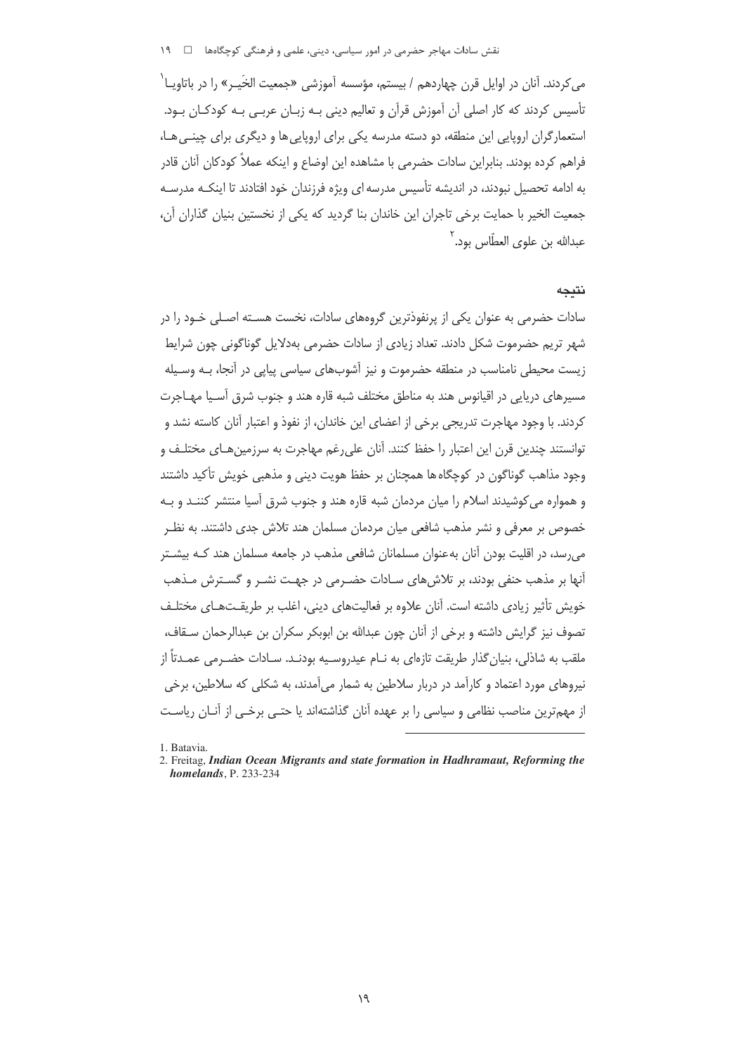می‌کردند. آنان در اوایل قرن چهاردهم / بیستم، مؤسسه آموزشی «جمعیت الخَیـر» را در باتاویـا[1] تأسیس کردند که کار اصلی آن آموزش قرآن و تعالیم دینی بـه زبـان عربـی بـه کودکـان بـود. استعمارگران اروپایی این منطقه، دو دسته مدرسه یکی برای اروپایی‌ها و دیگری برای چینـی‌هـا، فراهم کرده بودند. بنابراین سادات حضرمی با مشاهده این اوضاع و اینکه عملاً کودکان آنان قادر به ادامه تحصیل نبودند، در اندیشه تأسیس مدرسه ای ویژه فرزندان خود افتادند تا اینکـه مدرسـه جمعیت الخیر با حمایت برخی تاجران این خاندان بنا گردید که یکی از نخستین بنیان گذاران آن، عبدالله بن علوی العطّاس بود.[2]

## نتیجه

سادات حضرمی به عنوان یکی از پرنفوذترین گروههای سادات، نخست هسـته اصـلی خـود را در شهر تریم حضرموت شکل دادند. تعداد زیادی از سادات حضرمی به‌دلایل گوناگونی چون شرایط زیست محیطی نامناسب در منطقه حضرموت و نیز آشوب‌های سیاسی پیاپی در آنجا، بـه وسـیله مسیرهای دریایی در اقیانوس هند به مناطق مختلف شبه قاره هند و جنوب شرق آسـیا مهـاجرت کردند. با وجود مهاجرت تدریجی برخی از اعضای این خاندان، از نفوذ و اعتبار آنان کاسته نشد و توانستند چندین قرن این اعتبار را حفظ کنند. آنان علی‌رغم مهاجرت به سرزمین‌هـای مختلـف و وجود مذاهب گوناگون در کوچگاه ها همچنان بر حفظ هویت دینی و مذهبی خویش تأکید داشتند و همواره می‌کوشیدند اسلام را میان مردمان شبه قاره هند و جنوب شرق آسیا منتشر کننـد و بـه خصوص بر معرفی و نشر مذهب شافعی میان مردمان مسلمان هند تلاش جدی داشتند. به نظـر می‌رسد، در اقلیت بودن آنان به‌عنوان مسلمانان شافعی مذهب در جامعه مسلمان هند کـه بیشـتر آنها بر مذهب حنفی بودند، بر تلاش‌های سـادات حضـرمی در جهـت نشـر و گسـترش مـذهب خویش تأثیر زیادی داشته است. آنان علاوه بر فعالیت‌های دینی، اغلب بر طریقـت‌هـای مختلـف تصوف نیز گرایش داشته و برخی از آنان چون عبدالله بن ابوبکر سکران بن عبدالرحمان سـقاف، ملقب به شاذلی، بنیان‌گذار طریقت تازه‌ای به نـام عیدروسـیه بودنـد. سـادات حضـرمی عمـدتاً از نیروهای مورد اعتماد و کارآمد در دربار سلاطین به شمار می‌آمدند، به شکلی که سلاطین، برخی از مهم‌ترین مناصب نظامی و سیاسی را بر عهده آنان گذاشته‌اند یا حتـی برخـی از آنـان ریاسـت

---

1. Batavia.
2. Freitag, ***Indian Ocean Migrants and state formation in Hadhramaut, Reforming the homelands***, P. 233-234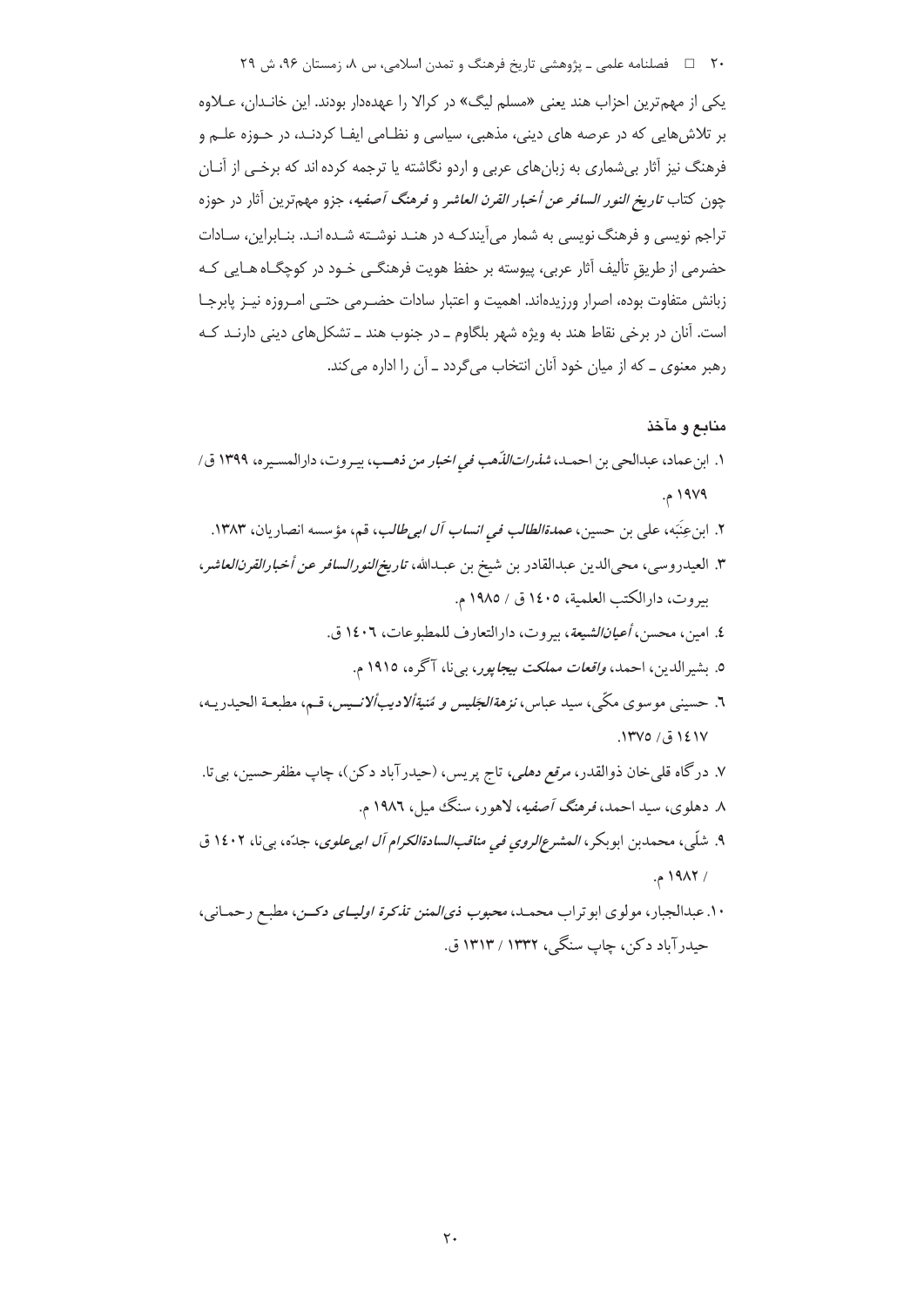یکی از مهم‌ترین احزاب هند یعنی «مسلم لیگ» در کرالا را عهده‌دار بودند. این خاندان، علاوه بر تلاش‌هایی که در عرصه های دینی، مذهبی، سیاسی و نظامی ایفا کردند، در حوزه علم و فرهنگ نیز آثار بی‌شماری به زبان‌های عربی و اردو نگاشته یا ترجمه کرده اند که برخی از آنان چون کتاب *تاریخ النور السافر عن أخبار القرن العاشر* و *فرهنگ آصفیه*، جزو مهم‌ترین آثار در حوزه تراجم نویسی و فرهنگ نویسی به شمار می‌آیندکه در هند نوشته شده اند. بنابراین، سادات حضرمی از طریقِ تألیف آثار عربی، پیوسته بر حفظ هویت فرهنگی خود در کوچگاه هایی که زبانش متفاوت بوده، اصرار ورزیده‌اند. اهمیت و اعتبار سادات حضرمی حتی امروزه نیز پابرجا است. آنان در برخی نقاط هند به ویژه شهر بلگاوم ـ در جنوب هند ـ تشکل‌های دینی دارند که رهبر معنوی ـ که از میان خود آنان انتخاب می‌گردد ـ آن را اداره می‌کند.

## منابع و مآخذ

۱. ابن‌عماد، عبدالحی بن احمد، *شذرات‌الذّهب فی اخبار من ذهب*، بیروت، دارالمسیره، ۱۳۹۹ ق/ ۱۹۷۹ م.

۲. ابن‌عِنَبَه، علی بن حسین، *عمدة‌الطالب فی انساب آل ابی‌طالب*، قم، مؤسسه انصاریان، ۱۳۸۳.

۳. العیدروسی، محی‌الدین عبدالقادر بن شیخ بن عبدالله، *تاریخ‌النورالسافر عن أخبارالقرن‌العاشر*، بیروت، دارالکتب العلمیة، ۱٤۰٥ ق / ۱۹۸٥ م.

٤. امین، محسن، *أعیان‌الشیعة*، بیروت، دارالتعارف للمطبوعات، ۱٤۰٦ ق.

٥. بشیرالدین، احمد، *واقعات مملکت بیجاپور*، بی‌نا، آگره، ۱۹۱۵ م.

٦. حسینی موسوی مکّی، سید عباس، *نزهة‌الجلیس و مُنیةألادیب‌ألانیس*، قم، مطبعة الحیدریه، ۱٤۱۷ ق/ ۱۳۷٥.

۷. درگاه قلی‌خان ذوالقدر، *مرقع دهلی*، تاج پریس، (حیدرآباد دکن)، چاپ مظفرحسین، بی‌تا.

۸. دهلوی، سید احمد، *فرهنگ آصفیه*، لاهور، سنگ میل، ۱۹۸٦ م.

۹. شلّی، محمدبن ابوبکر، *المشرع‌الروی فی مناقب‌السادة‌الکرام آل ابی‌علوی*، جدّه، بی‌نا، ۱٤۰۲ ق / ۱۹۸۲ م.

۱۰. عبدالجبار، مولوی ابوتراب محمد، *محبوب ذی‌المنن تذکرة اولیای دکن*، مطبع رحمانی، حیدرآباد دکن، چاپ سنگی، ۱۳۳۲ / ۱۳۱۳ ق.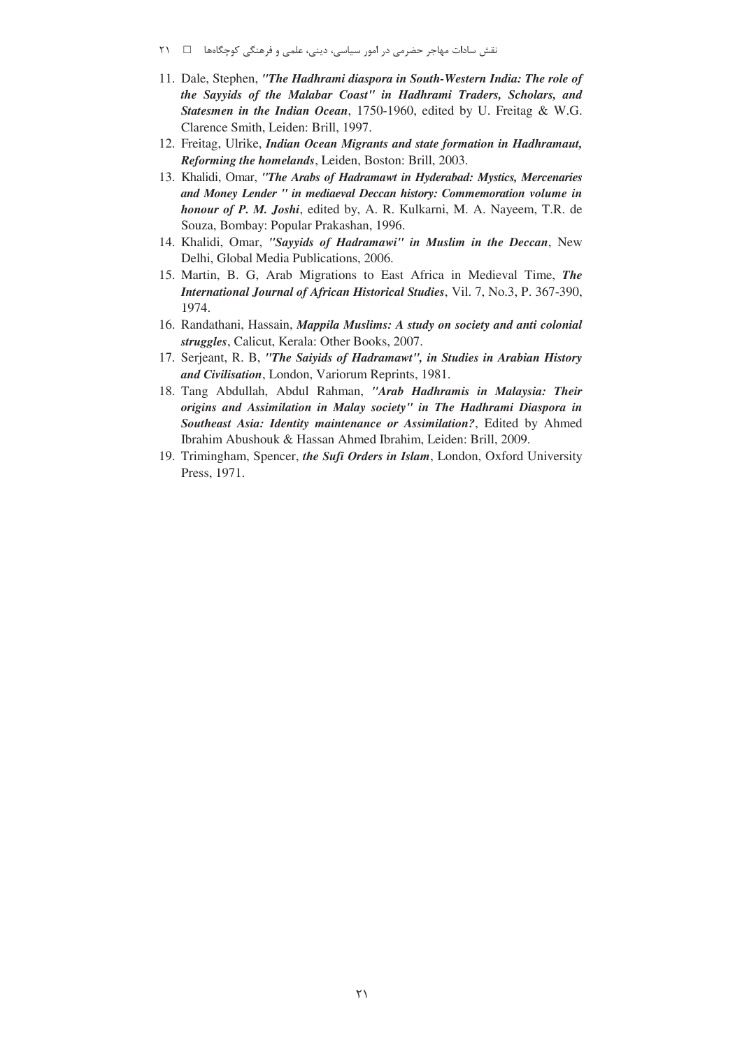11. Dale, Stephen, ***"The Hadhrami diaspora in South-Western India: The role of the Sayyids of the Malabar Coast" in Hadhrami Traders, Scholars, and Statesmen in the Indian Ocean***, 1750-1960, edited by U. Freitag & W.G. Clarence Smith, Leiden: Brill, 1997.
12. Freitag, Ulrike, ***Indian Ocean Migrants and state formation in Hadhramaut, Reforming the homelands***, Leiden, Boston: Brill, 2003.
13. Khalidi, Omar, ***"The Arabs of Hadramawt in Hyderabad: Mystics, Mercenaries and Money Lender " in mediaeval Deccan history: Commemoration volume in honour of P. M. Joshi***, edited by, A. R. Kulkarni, M. A. Nayeem, T.R. de Souza, Bombay: Popular Prakashan, 1996.
14. Khalidi, Omar, ***"Sayyids of Hadramawi" in Muslim in the Deccan***, New Delhi, Global Media Publications, 2006.
15. Martin, B. G, Arab Migrations to East Africa in Medieval Time, ***The International Journal of African Historical Studies***, Vil. 7, No.3, P. 367-390, 1974.
16. Randathani, Hassain, ***Mappila Muslims: A study on society and anti colonial struggles***, Calicut, Kerala: Other Books, 2007.
17. Serjeant, R. B, ***"The Saiyids of Hadramawt", in Studies in Arabian History and Civilisation***, London, Variorum Reprints, 1981.
18. Tang Abdullah, Abdul Rahman, ***"Arab Hadhramis in Malaysia: Their origins and Assimilation in Malay society" in The Hadhrami Diaspora in Southeast Asia: Identity maintenance or Assimilation?***, Edited by Ahmed Ibrahim Abushouk & Hassan Ahmed Ibrahim, Leiden: Brill, 2009.
19. Trimingham, Spencer, ***the Sufi Orders in Islam***, London, Oxford University Press, 1971.